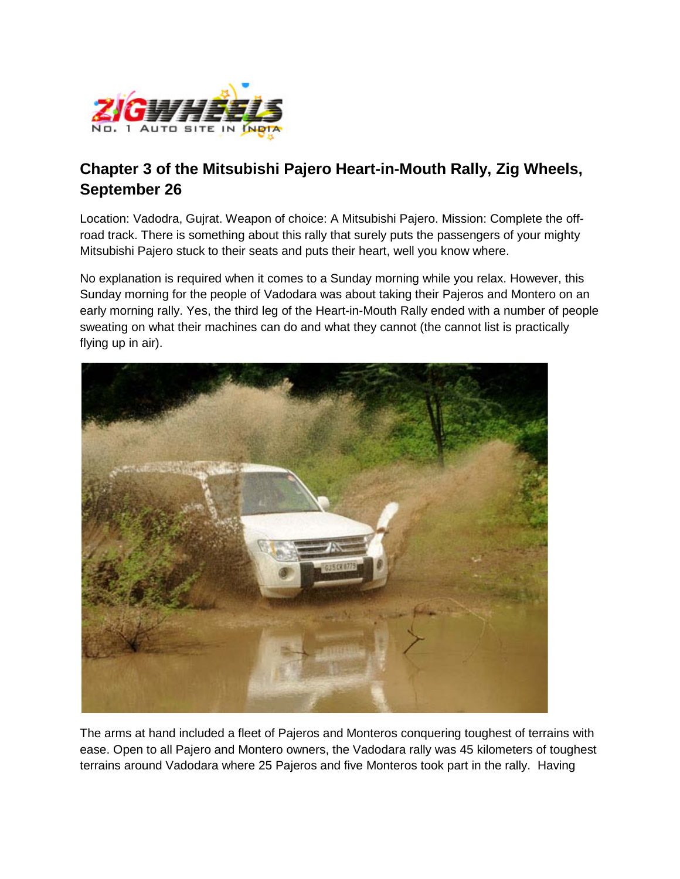## Chapter 3 of the Mitsubishi Pajero Heart-in-Mouth Rally, Zig Wheels, September 26

Location: Vadodra, Gujrat. Weapon of choice: A Mitsubishi Pajero. Mission: Complete the off-road track. There is something about this rally that surely puts the passengers of your mighty Mitsubishi Pajero stuck to their seats and puts their heart, well you know where.

No explanation is required when it comes to a Sunday morning while you relax. However, this Sunday morning for the people of Vadodara was about taking their Pajeros and Montero on an early morning rally. Yes, the third leg of the Heart-in-Mouth Rally ended with a number of people sweating on what their machines can do and what they cannot (the cannot list is practically flying up in air).

The arms at hand included a fleet of Pajeros and Monteros conquering toughest of terrains with ease. Open to all Pajero and Montero owners, the Vadodara rally was 45 kilometers of toughest terrains around Vadodara where 25 Pajeros and five Monteros took part in the rally. Having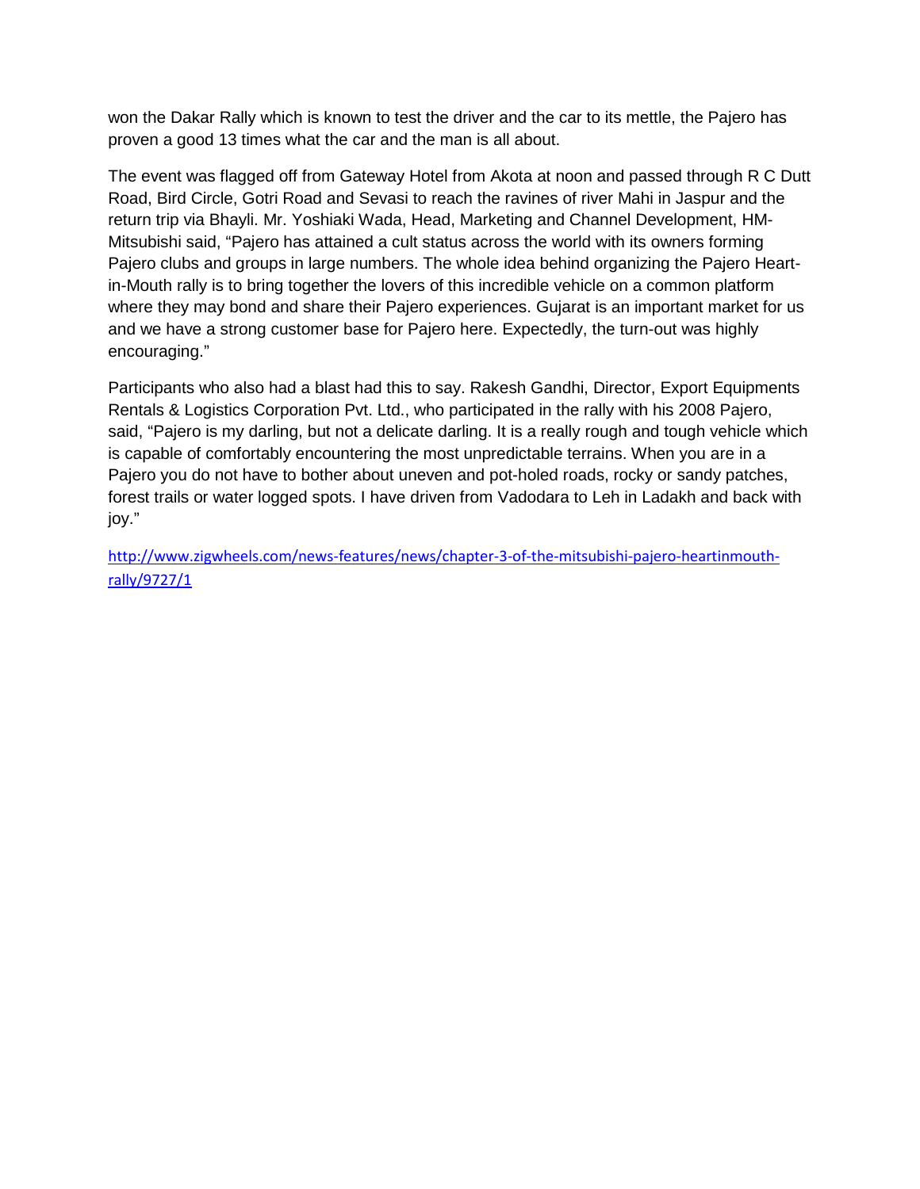won the Dakar Rally which is known to test the driver and the car to its mettle, the Pajero has proven a good 13 times what the car and the man is all about.

The event was flagged off from Gateway Hotel from Akota at noon and passed through R C Dutt Road, Bird Circle, Gotri Road and Sevasi to reach the ravines of river Mahi in Jaspur and the return trip via Bhayli. Mr. Yoshiaki Wada, Head, Marketing and Channel Development, HM-Mitsubishi said, “Pajero has attained a cult status across the world with its owners forming Pajero clubs and groups in large numbers. The whole idea behind organizing the Pajero Heart-in-Mouth rally is to bring together the lovers of this incredible vehicle on a common platform where they may bond and share their Pajero experiences. Gujarat is an important market for us and we have a strong customer base for Pajero here. Expectedly, the turn-out was highly encouraging.”

Participants who also had a blast had this to say. Rakesh Gandhi, Director, Export Equipments Rentals & Logistics Corporation Pvt. Ltd., who participated in the rally with his 2008 Pajero, said, “Pajero is my darling, but not a delicate darling. It is a really rough and tough vehicle which is capable of comfortably encountering the most unpredictable terrains. When you are in a Pajero you do not have to bother about uneven and pot-holed roads, rocky or sandy patches, forest trails or water logged spots. I have driven from Vadodara to Leh in Ladakh and back with joy.”

http://www.zigwheels.com/news-features/news/chapter-3-of-the-mitsubishi-pajero-heartinmouth-rally/9727/1